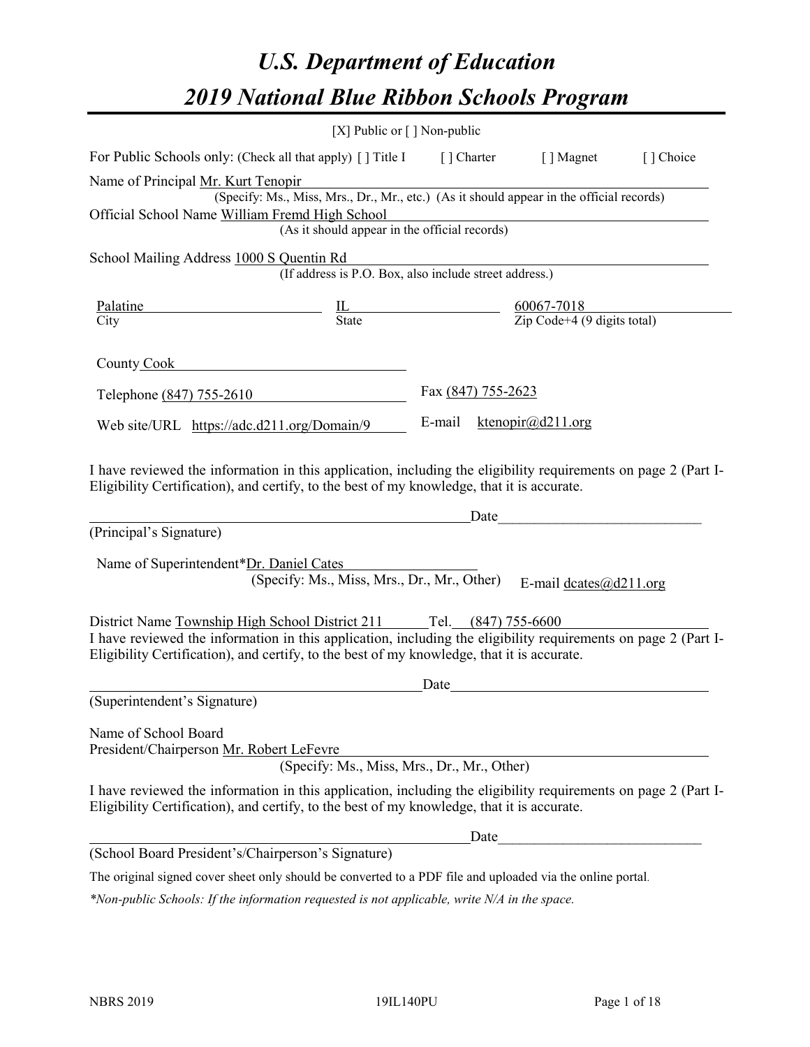# *U.S. Department of Education*

# *2019 National Blue Ribbon Schools Program*

[X] Public or [ ] Non-public

For Public Schools only: (Check all that apply) [ ] Title I [ ] Charter [ ] Magnet [ ] Choice

Name of Principal Mr. Kurt Tenopir
(Specify: Ms., Miss, Mrs., Dr., Mr., etc.) (As it should appear in the official records)

Official School Name William Fremd High School
(As it should appear in the official records)

School Mailing Address 1000 S Quentin Rd
(If address is P.O. Box, also include street address.)

| City | State | Zip Code+4 (9 digits total) |
|---|---|---|
| Palatine | IL | 60067-7018 |

County Cook

Telephone (847) 755-2610 Fax (847) 755-2623

Web site/URL https://adc.d211.org/Domain/9 E-mail ktenopir@d211.org

I have reviewed the information in this application, including the eligibility requirements on page 2 (Part I-Eligibility Certification), and certify, to the best of my knowledge, that it is accurate.

_______________________________________________ Date_________________________

(Principal's Signature)

Name of Superintendent*Dr. Daniel Cates
(Specify: Ms., Miss, Mrs., Dr., Mr., Other) E-mail dcates@d211.org

District Name Township High School District 211 Tel. (847) 755-6600

I have reviewed the information in this application, including the eligibility requirements on page 2 (Part I-Eligibility Certification), and certify, to the best of my knowledge, that it is accurate.

_______________________________________________ Date_________________________

(Superintendent's Signature)

Name of School Board
President/Chairperson Mr. Robert LeFevre
(Specify: Ms., Miss, Mrs., Dr., Mr., Other)

I have reviewed the information in this application, including the eligibility requirements on page 2 (Part I-Eligibility Certification), and certify, to the best of my knowledge, that it is accurate.

_______________________________________________ Date_________________________

(School Board President's/Chairperson's Signature)

The original signed cover sheet only should be converted to a PDF file and uploaded via the online portal.

*\*Non-public Schools: If the information requested is not applicable, write N/A in the space.*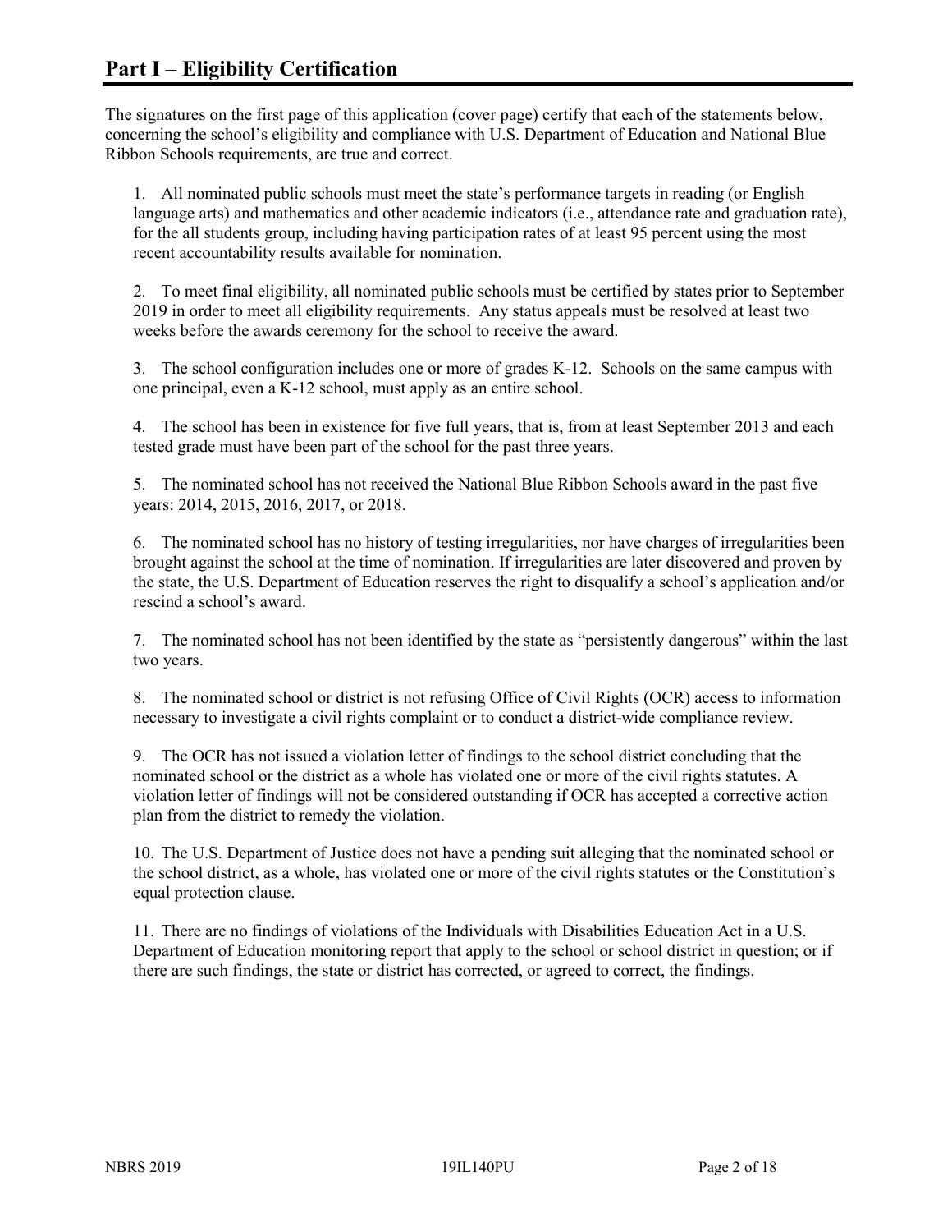## Part I – Eligibility Certification

The signatures on the first page of this application (cover page) certify that each of the statements below, concerning the school's eligibility and compliance with U.S. Department of Education and National Blue Ribbon Schools requirements, are true and correct.

1. All nominated public schools must meet the state's performance targets in reading (or English language arts) and mathematics and other academic indicators (i.e., attendance rate and graduation rate), for the all students group, including having participation rates of at least 95 percent using the most recent accountability results available for nomination.

2. To meet final eligibility, all nominated public schools must be certified by states prior to September 2019 in order to meet all eligibility requirements. Any status appeals must be resolved at least two weeks before the awards ceremony for the school to receive the award.

3. The school configuration includes one or more of grades K-12. Schools on the same campus with one principal, even a K-12 school, must apply as an entire school.

4. The school has been in existence for five full years, that is, from at least September 2013 and each tested grade must have been part of the school for the past three years.

5. The nominated school has not received the National Blue Ribbon Schools award in the past five years: 2014, 2015, 2016, 2017, or 2018.

6. The nominated school has no history of testing irregularities, nor have charges of irregularities been brought against the school at the time of nomination. If irregularities are later discovered and proven by the state, the U.S. Department of Education reserves the right to disqualify a school's application and/or rescind a school's award.

7. The nominated school has not been identified by the state as "persistently dangerous" within the last two years.

8. The nominated school or district is not refusing Office of Civil Rights (OCR) access to information necessary to investigate a civil rights complaint or to conduct a district-wide compliance review.

9. The OCR has not issued a violation letter of findings to the school district concluding that the nominated school or the district as a whole has violated one or more of the civil rights statutes. A violation letter of findings will not be considered outstanding if OCR has accepted a corrective action plan from the district to remedy the violation.

10. The U.S. Department of Justice does not have a pending suit alleging that the nominated school or the school district, as a whole, has violated one or more of the civil rights statutes or the Constitution's equal protection clause.

11. There are no findings of violations of the Individuals with Disabilities Education Act in a U.S. Department of Education monitoring report that apply to the school or school district in question; or if there are such findings, the state or district has corrected, or agreed to correct, the findings.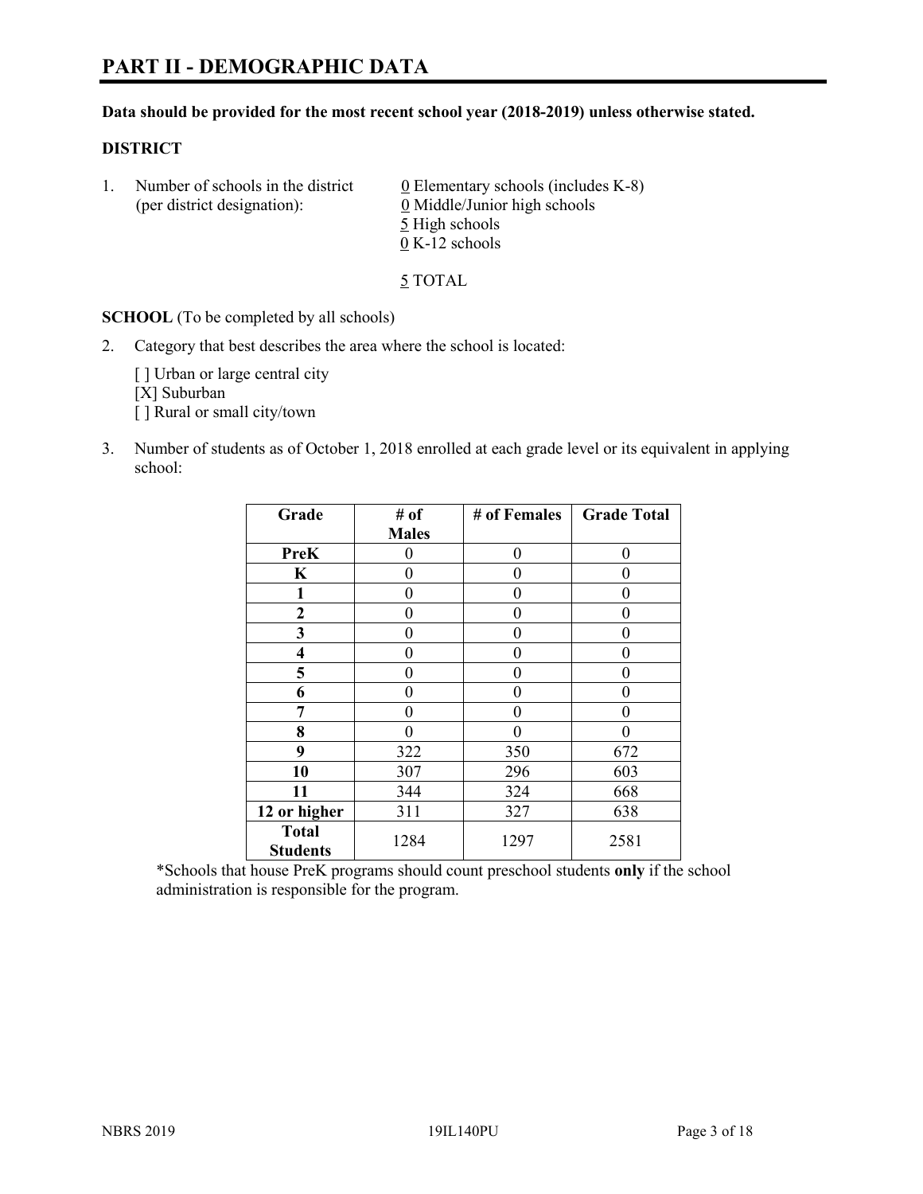# PART II - DEMOGRAPHIC DATA

**Data should be provided for the most recent school year (2018-2019) unless otherwise stated.**

**DISTRICT**

1. Number of schools in the district (per district designation):
   0 Elementary schools (includes K-8)
   0 Middle/Junior high schools
   5 High schools
   0 K-12 schools

   5 TOTAL

**SCHOOL** (To be completed by all schools)

2. Category that best describes the area where the school is located:

   [ ] Urban or large central city
   [X] Suburban
   [ ] Rural or small city/town

3. Number of students as of October 1, 2018 enrolled at each grade level or its equivalent in applying school:

| Grade | # of Males | # of Females | Grade Total |
|---|---|---|---|
| **PreK** | 0 | 0 | 0 |
| **K** | 0 | 0 | 0 |
| **1** | 0 | 0 | 0 |
| **2** | 0 | 0 | 0 |
| **3** | 0 | 0 | 0 |
| **4** | 0 | 0 | 0 |
| **5** | 0 | 0 | 0 |
| **6** | 0 | 0 | 0 |
| **7** | 0 | 0 | 0 |
| **8** | 0 | 0 | 0 |
| **9** | 322 | 350 | 672 |
| **10** | 307 | 296 | 603 |
| **11** | 344 | 324 | 668 |
| **12 or higher** | 311 | 327 | 638 |
| **Total Students** | 1284 | 1297 | 2581 |

*Schools that house PreK programs should count preschool students **only** if the school administration is responsible for the program.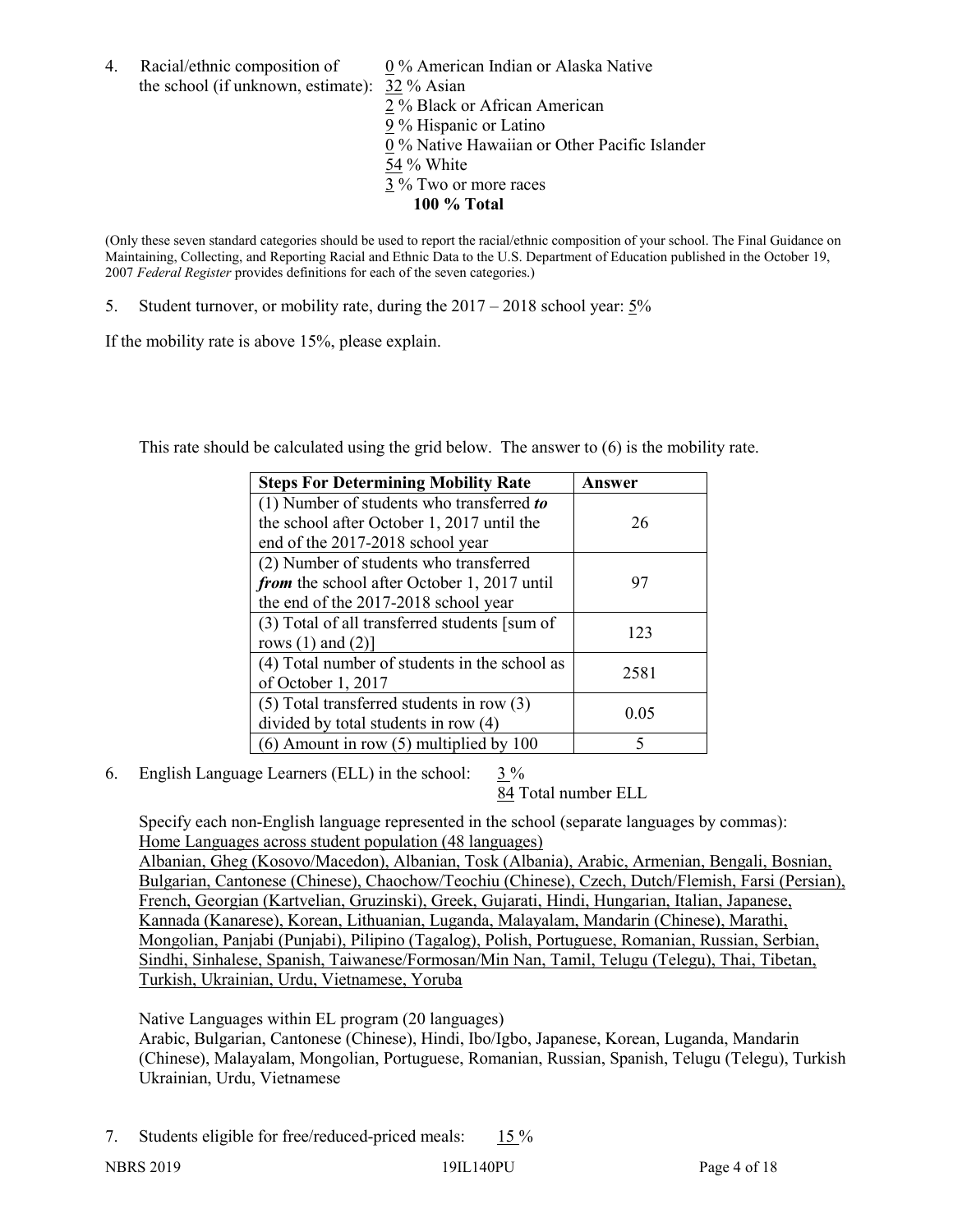4. Racial/ethnic composition of the school (if unknown, estimate):
   0 % American Indian or Alaska Native
   32 % Asian
   2 % Black or African American
   9 % Hispanic or Latino
   0 % Native Hawaiian or Other Pacific Islander
   54 % White
   3 % Two or more races
   **100 % Total**

(Only these seven standard categories should be used to report the racial/ethnic composition of your school. The Final Guidance on Maintaining, Collecting, and Reporting Racial and Ethnic Data to the U.S. Department of Education published in the October 19, 2007 *Federal Register* provides definitions for each of the seven categories.)

5. Student turnover, or mobility rate, during the 2017 – 2018 school year: 5%

If the mobility rate is above 15%, please explain.

This rate should be calculated using the grid below. The answer to (6) is the mobility rate.

| **Steps For Determining Mobility Rate** | **Answer** |
|---|---|
| (1) Number of students who transferred ***to*** the school after October 1, 2017 until the end of the 2017-2018 school year | 26 |
| (2) Number of students who transferred ***from*** the school after October 1, 2017 until the end of the 2017-2018 school year | 97 |
| (3) Total of all transferred students [sum of rows (1) and (2)] | 123 |
| (4) Total number of students in the school as of October 1, 2017 | 2581 |
| (5) Total transferred students in row (3) divided by total students in row (4) | 0.05 |
| (6) Amount in row (5) multiplied by 100 | 5 |

6. English Language Learners (ELL) in the school: 3 %
   84 Total number ELL

Specify each non-English language represented in the school (separate languages by commas):
Home Languages across student population (48 languages)
Albanian, Gheg (Kosovo/Macedon), Albanian, Tosk (Albania), Arabic, Armenian, Bengali, Bosnian, Bulgarian, Cantonese (Chinese), Chaochow/Teochiu (Chinese), Czech, Dutch/Flemish, Farsi (Persian), French, Georgian (Kartvelian, Gruzinski), Greek, Gujarati, Hindi, Hungarian, Italian, Japanese, Kannada (Kanarese), Korean, Lithuanian, Luganda, Malayalam, Mandarin (Chinese), Marathi, Mongolian, Panjabi (Punjabi), Pilipino (Tagalog), Polish, Portuguese, Romanian, Russian, Serbian, Sindhi, Sinhalese, Spanish, Taiwanese/Formosan/Min Nan, Tamil, Telugu (Telegu), Thai, Tibetan, Turkish, Ukrainian, Urdu, Vietnamese, Yoruba

Native Languages within EL program (20 languages)
Arabic, Bulgarian, Cantonese (Chinese), Hindi, Ibo/Igbo, Japanese, Korean, Luganda, Mandarin (Chinese), Malayalam, Mongolian, Portuguese, Romanian, Russian, Spanish, Telugu (Telegu), Turkish Ukrainian, Urdu, Vietnamese

7. Students eligible for free/reduced-priced meals: 15 %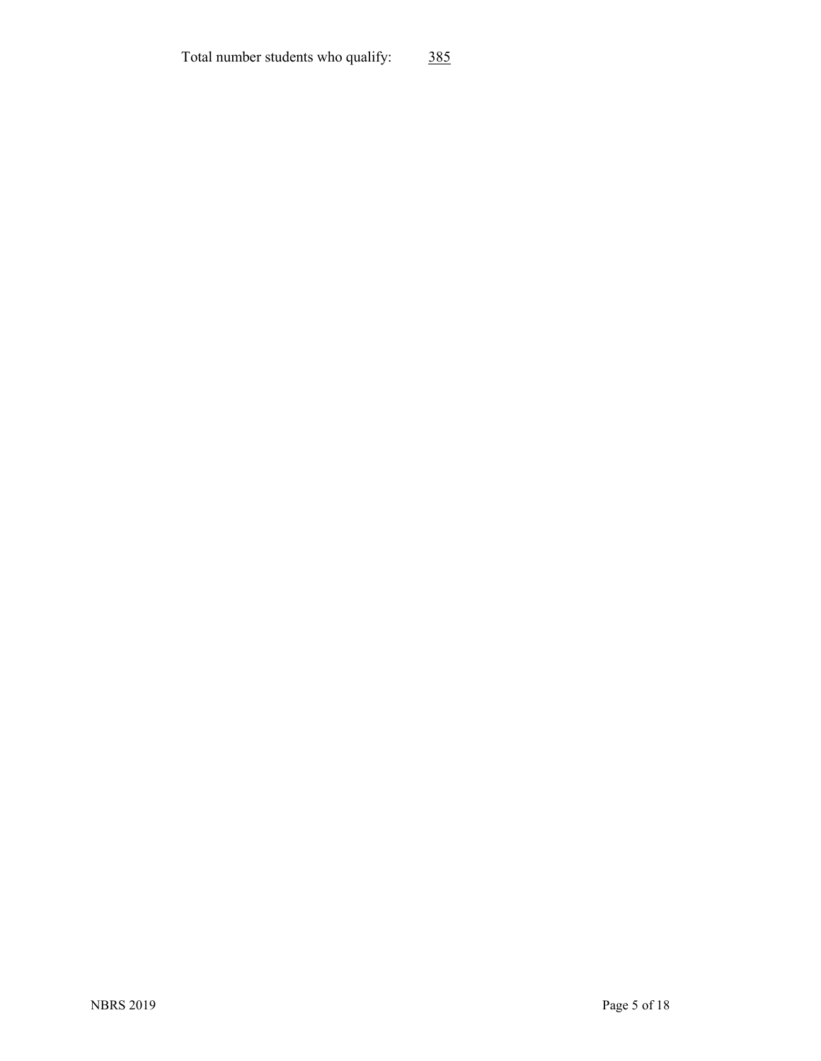Total number students who qualify: 385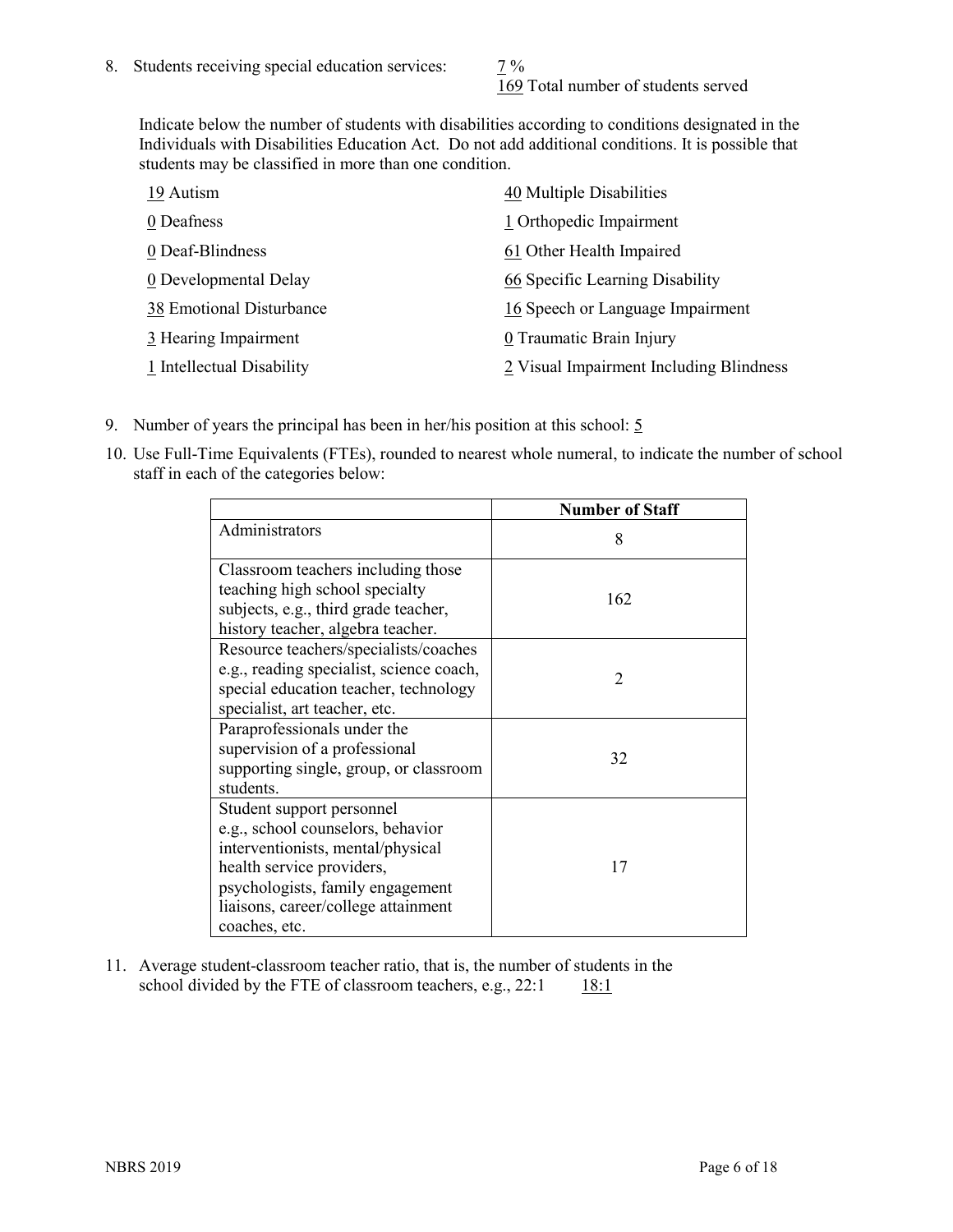8. Students receiving special education services: 7 %
   169 Total number of students served

   Indicate below the number of students with disabilities according to conditions designated in the Individuals with Disabilities Education Act. Do not add additional conditions. It is possible that students may be classified in more than one condition.

   19 Autism
   0 Deafness
   0 Deaf-Blindness
   0 Developmental Delay
   38 Emotional Disturbance
   3 Hearing Impairment
   1 Intellectual Disability
   40 Multiple Disabilities
   1 Orthopedic Impairment
   61 Other Health Impaired
   66 Specific Learning Disability
   16 Speech or Language Impairment
   0 Traumatic Brain Injury
   2 Visual Impairment Including Blindness

9. Number of years the principal has been in her/his position at this school: 5

10. Use Full-Time Equivalents (FTEs), rounded to nearest whole numeral, to indicate the number of school staff in each of the categories below:

| | Number of Staff |
|---|---|
| Administrators | 8 |
| Classroom teachers including those teaching high school specialty subjects, e.g., third grade teacher, history teacher, algebra teacher. | 162 |
| Resource teachers/specialists/coaches e.g., reading specialist, science coach, special education teacher, technology specialist, art teacher, etc. | 2 |
| Paraprofessionals under the supervision of a professional supporting single, group, or classroom students. | 32 |
| Student support personnel e.g., school counselors, behavior interventionists, mental/physical health service providers, psychologists, family engagement liaisons, career/college attainment coaches, etc. | 17 |

11. Average student-classroom teacher ratio, that is, the number of students in the school divided by the FTE of classroom teachers, e.g., 22:1 18:1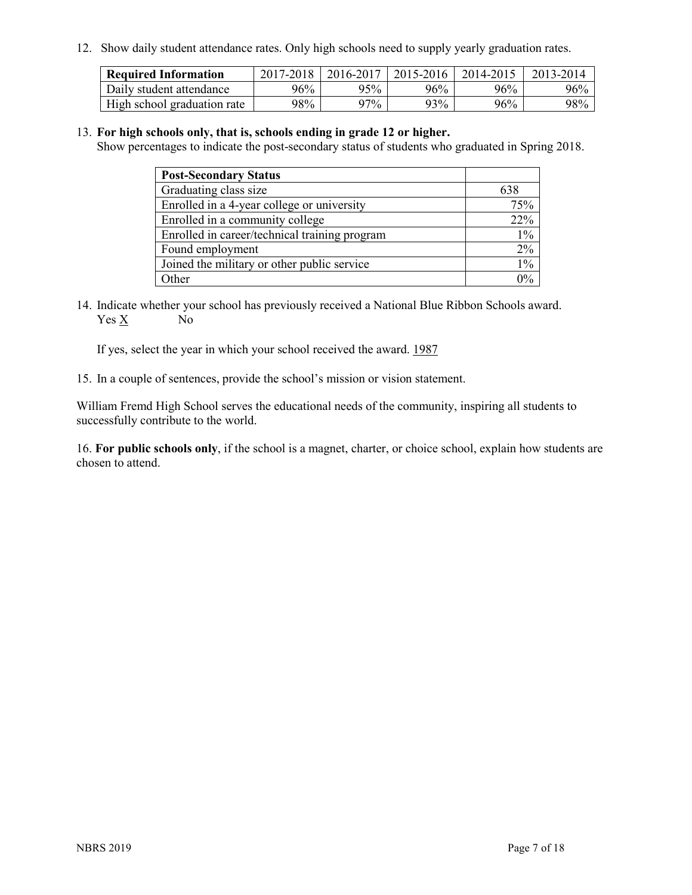12. Show daily student attendance rates. Only high schools need to supply yearly graduation rates.

| Required Information | 2017-2018 | 2016-2017 | 2015-2016 | 2014-2015 | 2013-2014 |
|---|---|---|---|---|---|
| Daily student attendance | 96% | 95% | 96% | 96% | 96% |
| High school graduation rate | 98% | 97% | 93% | 96% | 98% |

13. **For high schools only, that is, schools ending in grade 12 or higher.**
Show percentages to indicate the post-secondary status of students who graduated in Spring 2018.

| Post-Secondary Status | |
|---|---|
| Graduating class size | 638 |
| Enrolled in a 4-year college or university | 75% |
| Enrolled in a community college | 22% |
| Enrolled in career/technical training program | 1% |
| Found employment | 2% |
| Joined the military or other public service | 1% |
| Other | 0% |

14. Indicate whether your school has previously received a National Blue Ribbon Schools award.
Yes X No

If yes, select the year in which your school received the award. 1987

15. In a couple of sentences, provide the school's mission or vision statement.

William Fremd High School serves the educational needs of the community, inspiring all students to successfully contribute to the world.

16. **For public schools only**, if the school is a magnet, charter, or choice school, explain how students are chosen to attend.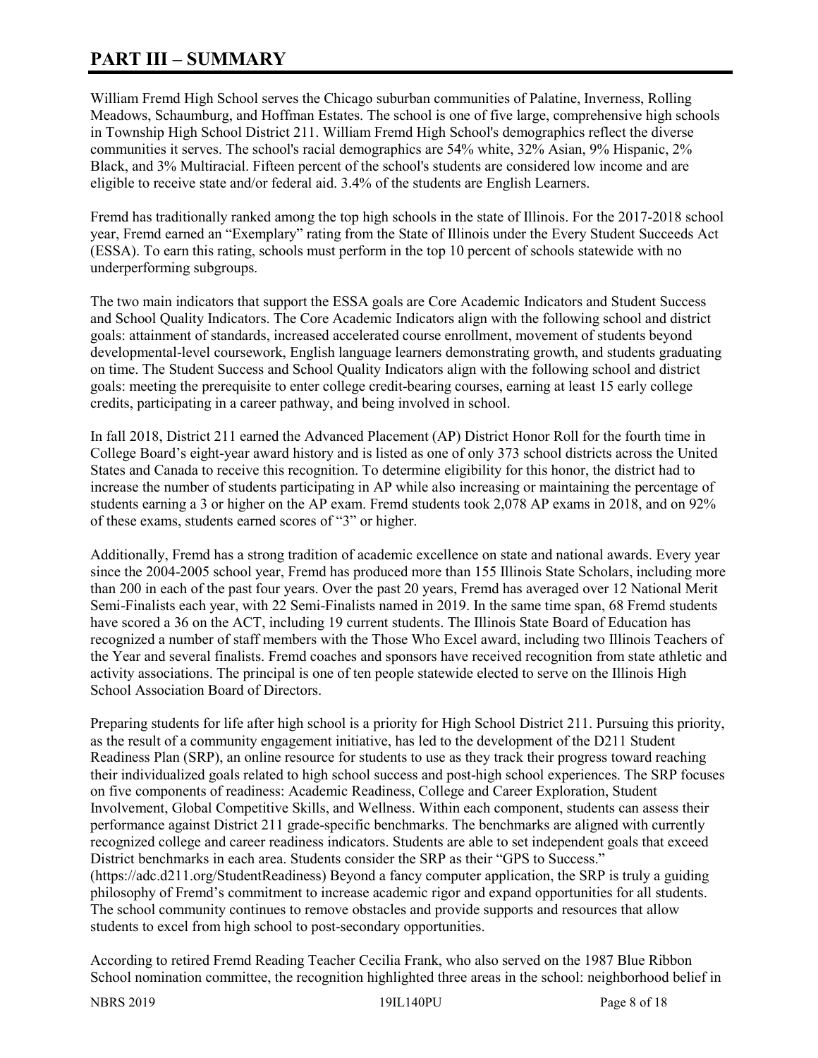# PART III – SUMMARY

William Fremd High School serves the Chicago suburban communities of Palatine, Inverness, Rolling Meadows, Schaumburg, and Hoffman Estates. The school is one of five large, comprehensive high schools in Township High School District 211. William Fremd High School's demographics reflect the diverse communities it serves. The school's racial demographics are 54% white, 32% Asian, 9% Hispanic, 2% Black, and 3% Multiracial. Fifteen percent of the school's students are considered low income and are eligible to receive state and/or federal aid. 3.4% of the students are English Learners.

Fremd has traditionally ranked among the top high schools in the state of Illinois. For the 2017-2018 school year, Fremd earned an "Exemplary" rating from the State of Illinois under the Every Student Succeeds Act (ESSA). To earn this rating, schools must perform in the top 10 percent of schools statewide with no underperforming subgroups.

The two main indicators that support the ESSA goals are Core Academic Indicators and Student Success and School Quality Indicators. The Core Academic Indicators align with the following school and district goals: attainment of standards, increased accelerated course enrollment, movement of students beyond developmental-level coursework, English language learners demonstrating growth, and students graduating on time. The Student Success and School Quality Indicators align with the following school and district goals: meeting the prerequisite to enter college credit-bearing courses, earning at least 15 early college credits, participating in a career pathway, and being involved in school.

In fall 2018, District 211 earned the Advanced Placement (AP) District Honor Roll for the fourth time in College Board's eight-year award history and is listed as one of only 373 school districts across the United States and Canada to receive this recognition. To determine eligibility for this honor, the district had to increase the number of students participating in AP while also increasing or maintaining the percentage of students earning a 3 or higher on the AP exam. Fremd students took 2,078 AP exams in 2018, and on 92% of these exams, students earned scores of "3" or higher.

Additionally, Fremd has a strong tradition of academic excellence on state and national awards. Every year since the 2004-2005 school year, Fremd has produced more than 155 Illinois State Scholars, including more than 200 in each of the past four years. Over the past 20 years, Fremd has averaged over 12 National Merit Semi-Finalists each year, with 22 Semi-Finalists named in 2019. In the same time span, 68 Fremd students have scored a 36 on the ACT, including 19 current students. The Illinois State Board of Education has recognized a number of staff members with the Those Who Excel award, including two Illinois Teachers of the Year and several finalists. Fremd coaches and sponsors have received recognition from state athletic and activity associations. The principal is one of ten people statewide elected to serve on the Illinois High School Association Board of Directors.

Preparing students for life after high school is a priority for High School District 211. Pursuing this priority, as the result of a community engagement initiative, has led to the development of the D211 Student Readiness Plan (SRP), an online resource for students to use as they track their progress toward reaching their individualized goals related to high school success and post-high school experiences. The SRP focuses on five components of readiness: Academic Readiness, College and Career Exploration, Student Involvement, Global Competitive Skills, and Wellness. Within each component, students can assess their performance against District 211 grade-specific benchmarks. The benchmarks are aligned with currently recognized college and career readiness indicators. Students are able to set independent goals that exceed District benchmarks in each area. Students consider the SRP as their "GPS to Success." (https://adc.d211.org/StudentReadiness) Beyond a fancy computer application, the SRP is truly a guiding philosophy of Fremd's commitment to increase academic rigor and expand opportunities for all students. The school community continues to remove obstacles and provide supports and resources that allow students to excel from high school to post-secondary opportunities.

According to retired Fremd Reading Teacher Cecilia Frank, who also served on the 1987 Blue Ribbon School nomination committee, the recognition highlighted three areas in the school: neighborhood belief in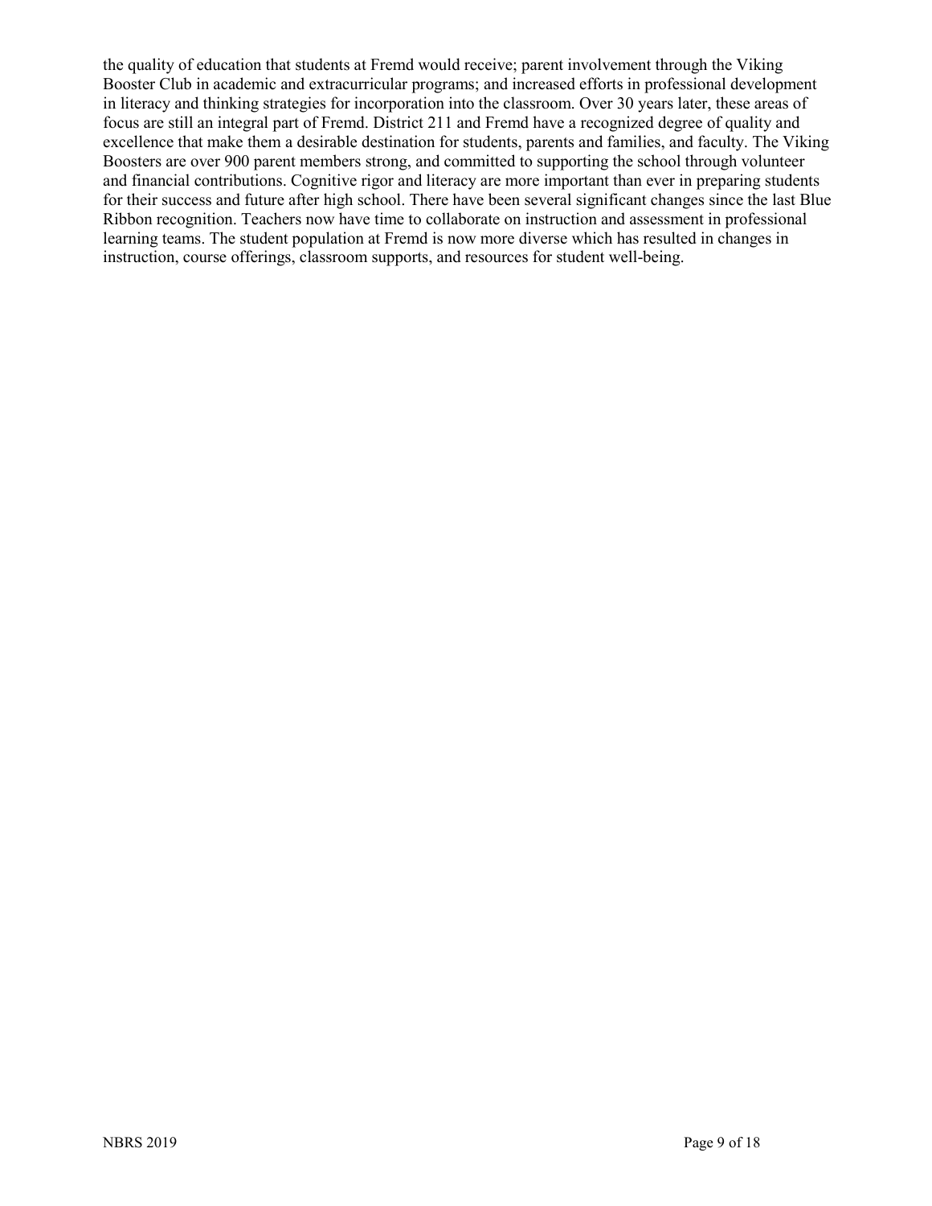the quality of education that students at Fremd would receive; parent involvement through the Viking Booster Club in academic and extracurricular programs; and increased efforts in professional development in literacy and thinking strategies for incorporation into the classroom. Over 30 years later, these areas of focus are still an integral part of Fremd. District 211 and Fremd have a recognized degree of quality and excellence that make them a desirable destination for students, parents and families, and faculty. The Viking Boosters are over 900 parent members strong, and committed to supporting the school through volunteer and financial contributions. Cognitive rigor and literacy are more important than ever in preparing students for their success and future after high school. There have been several significant changes since the last Blue Ribbon recognition. Teachers now have time to collaborate on instruction and assessment in professional learning teams. The student population at Fremd is now more diverse which has resulted in changes in instruction, course offerings, classroom supports, and resources for student well-being.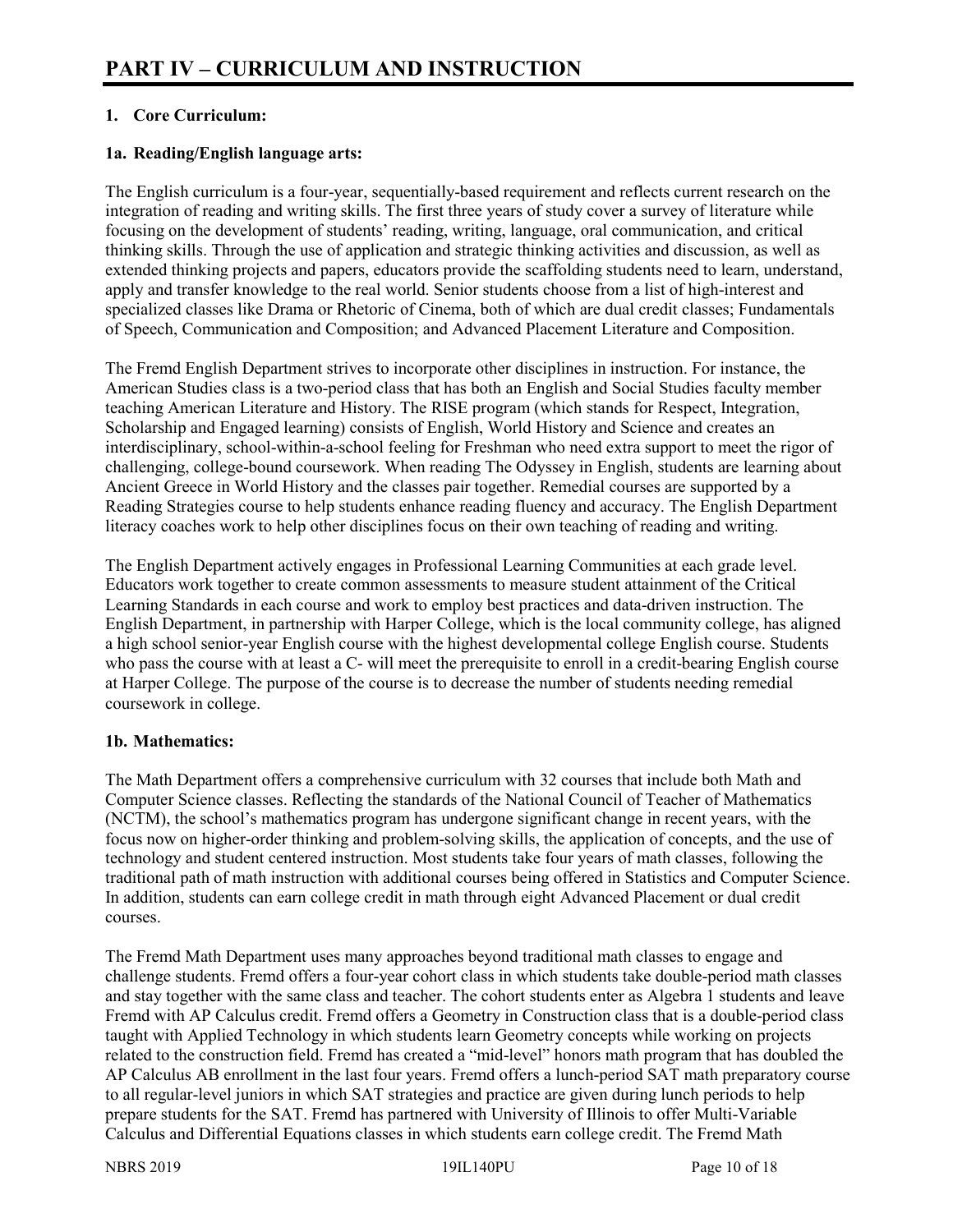# PART IV – CURRICULUM AND INSTRUCTION

## 1. Core Curriculum:

### 1a. Reading/English language arts:

The English curriculum is a four-year, sequentially-based requirement and reflects current research on the integration of reading and writing skills. The first three years of study cover a survey of literature while focusing on the development of students' reading, writing, language, oral communication, and critical thinking skills. Through the use of application and strategic thinking activities and discussion, as well as extended thinking projects and papers, educators provide the scaffolding students need to learn, understand, apply and transfer knowledge to the real world. Senior students choose from a list of high-interest and specialized classes like Drama or Rhetoric of Cinema, both of which are dual credit classes; Fundamentals of Speech, Communication and Composition; and Advanced Placement Literature and Composition.

The Fremd English Department strives to incorporate other disciplines in instruction. For instance, the American Studies class is a two-period class that has both an English and Social Studies faculty member teaching American Literature and History. The RISE program (which stands for Respect, Integration, Scholarship and Engaged learning) consists of English, World History and Science and creates an interdisciplinary, school-within-a-school feeling for Freshman who need extra support to meet the rigor of challenging, college-bound coursework. When reading The Odyssey in English, students are learning about Ancient Greece in World History and the classes pair together. Remedial courses are supported by a Reading Strategies course to help students enhance reading fluency and accuracy. The English Department literacy coaches work to help other disciplines focus on their own teaching of reading and writing.

The English Department actively engages in Professional Learning Communities at each grade level. Educators work together to create common assessments to measure student attainment of the Critical Learning Standards in each course and work to employ best practices and data-driven instruction. The English Department, in partnership with Harper College, which is the local community college, has aligned a high school senior-year English course with the highest developmental college English course. Students who pass the course with at least a C- will meet the prerequisite to enroll in a credit-bearing English course at Harper College. The purpose of the course is to decrease the number of students needing remedial coursework in college.

### 1b. Mathematics:

The Math Department offers a comprehensive curriculum with 32 courses that include both Math and Computer Science classes. Reflecting the standards of the National Council of Teacher of Mathematics (NCTM), the school's mathematics program has undergone significant change in recent years, with the focus now on higher-order thinking and problem-solving skills, the application of concepts, and the use of technology and student centered instruction. Most students take four years of math classes, following the traditional path of math instruction with additional courses being offered in Statistics and Computer Science. In addition, students can earn college credit in math through eight Advanced Placement or dual credit courses.

The Fremd Math Department uses many approaches beyond traditional math classes to engage and challenge students. Fremd offers a four-year cohort class in which students take double-period math classes and stay together with the same class and teacher. The cohort students enter as Algebra 1 students and leave Fremd with AP Calculus credit. Fremd offers a Geometry in Construction class that is a double-period class taught with Applied Technology in which students learn Geometry concepts while working on projects related to the construction field. Fremd has created a "mid-level" honors math program that has doubled the AP Calculus AB enrollment in the last four years. Fremd offers a lunch-period SAT math preparatory course to all regular-level juniors in which SAT strategies and practice are given during lunch periods to help prepare students for the SAT. Fremd has partnered with University of Illinois to offer Multi-Variable Calculus and Differential Equations classes in which students earn college credit. The Fremd Math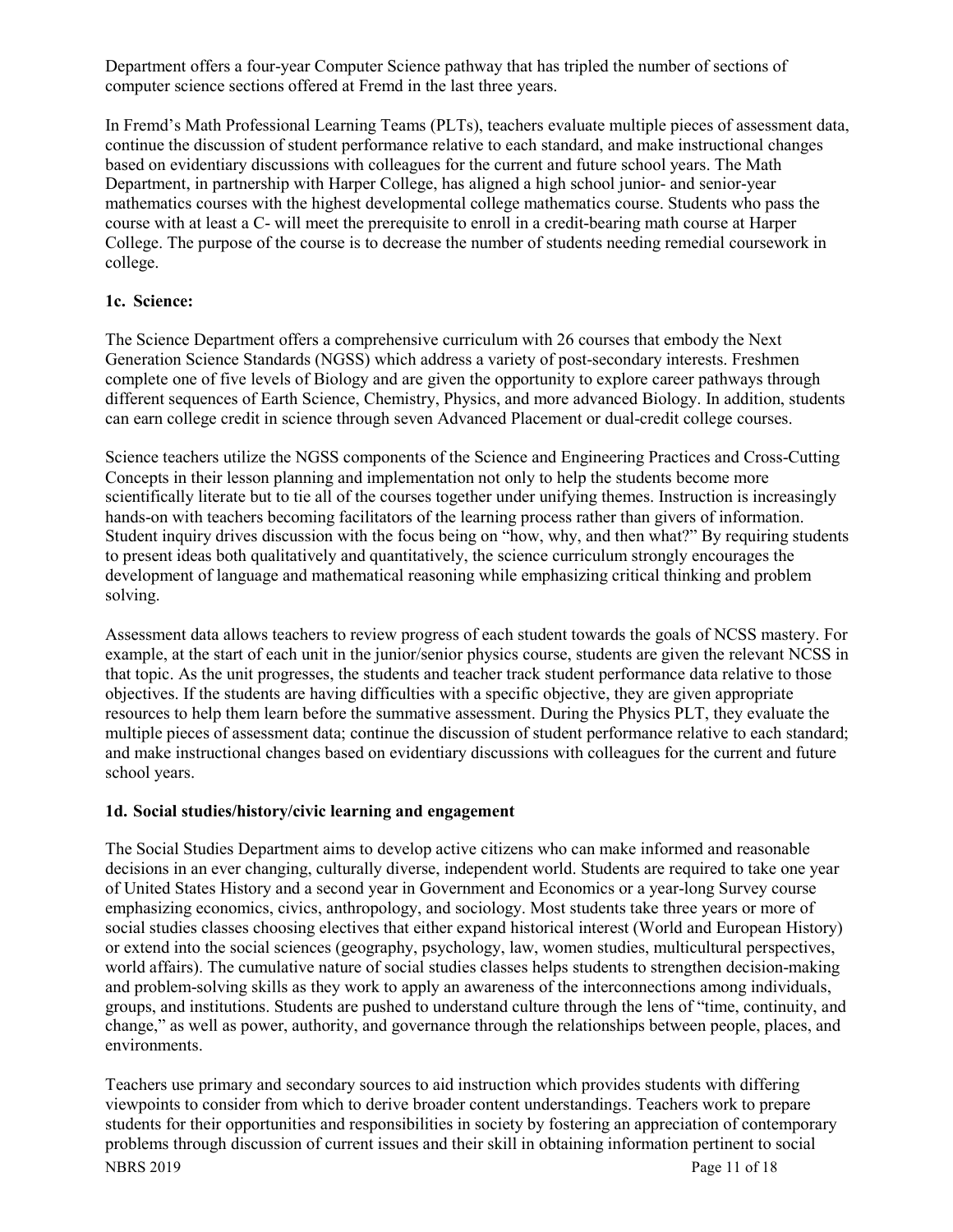Department offers a four-year Computer Science pathway that has tripled the number of sections of computer science sections offered at Fremd in the last three years.

In Fremd's Math Professional Learning Teams (PLTs), teachers evaluate multiple pieces of assessment data, continue the discussion of student performance relative to each standard, and make instructional changes based on evidentiary discussions with colleagues for the current and future school years. The Math Department, in partnership with Harper College, has aligned a high school junior- and senior-year mathematics courses with the highest developmental college mathematics course. Students who pass the course with at least a C- will meet the prerequisite to enroll in a credit-bearing math course at Harper College. The purpose of the course is to decrease the number of students needing remedial coursework in college.

### 1c. Science:

The Science Department offers a comprehensive curriculum with 26 courses that embody the Next Generation Science Standards (NGSS) which address a variety of post-secondary interests. Freshmen complete one of five levels of Biology and are given the opportunity to explore career pathways through different sequences of Earth Science, Chemistry, Physics, and more advanced Biology. In addition, students can earn college credit in science through seven Advanced Placement or dual-credit college courses.

Science teachers utilize the NGSS components of the Science and Engineering Practices and Cross-Cutting Concepts in their lesson planning and implementation not only to help the students become more scientifically literate but to tie all of the courses together under unifying themes. Instruction is increasingly hands-on with teachers becoming facilitators of the learning process rather than givers of information. Student inquiry drives discussion with the focus being on "how, why, and then what?" By requiring students to present ideas both qualitatively and quantitatively, the science curriculum strongly encourages the development of language and mathematical reasoning while emphasizing critical thinking and problem solving.

Assessment data allows teachers to review progress of each student towards the goals of NCSS mastery. For example, at the start of each unit in the junior/senior physics course, students are given the relevant NCSS in that topic. As the unit progresses, the students and teacher track student performance data relative to those objectives. If the students are having difficulties with a specific objective, they are given appropriate resources to help them learn before the summative assessment. During the Physics PLT, they evaluate the multiple pieces of assessment data; continue the discussion of student performance relative to each standard; and make instructional changes based on evidentiary discussions with colleagues for the current and future school years.

### 1d. Social studies/history/civic learning and engagement

The Social Studies Department aims to develop active citizens who can make informed and reasonable decisions in an ever changing, culturally diverse, independent world. Students are required to take one year of United States History and a second year in Government and Economics or a year-long Survey course emphasizing economics, civics, anthropology, and sociology. Most students take three years or more of social studies classes choosing electives that either expand historical interest (World and European History) or extend into the social sciences (geography, psychology, law, women studies, multicultural perspectives, world affairs). The cumulative nature of social studies classes helps students to strengthen decision-making and problem-solving skills as they work to apply an awareness of the interconnections among individuals, groups, and institutions. Students are pushed to understand culture through the lens of "time, continuity, and change," as well as power, authority, and governance through the relationships between people, places, and environments.

Teachers use primary and secondary sources to aid instruction which provides students with differing viewpoints to consider from which to derive broader content understandings. Teachers work to prepare students for their opportunities and responsibilities in society by fostering an appreciation of contemporary problems through discussion of current issues and their skill in obtaining information pertinent to social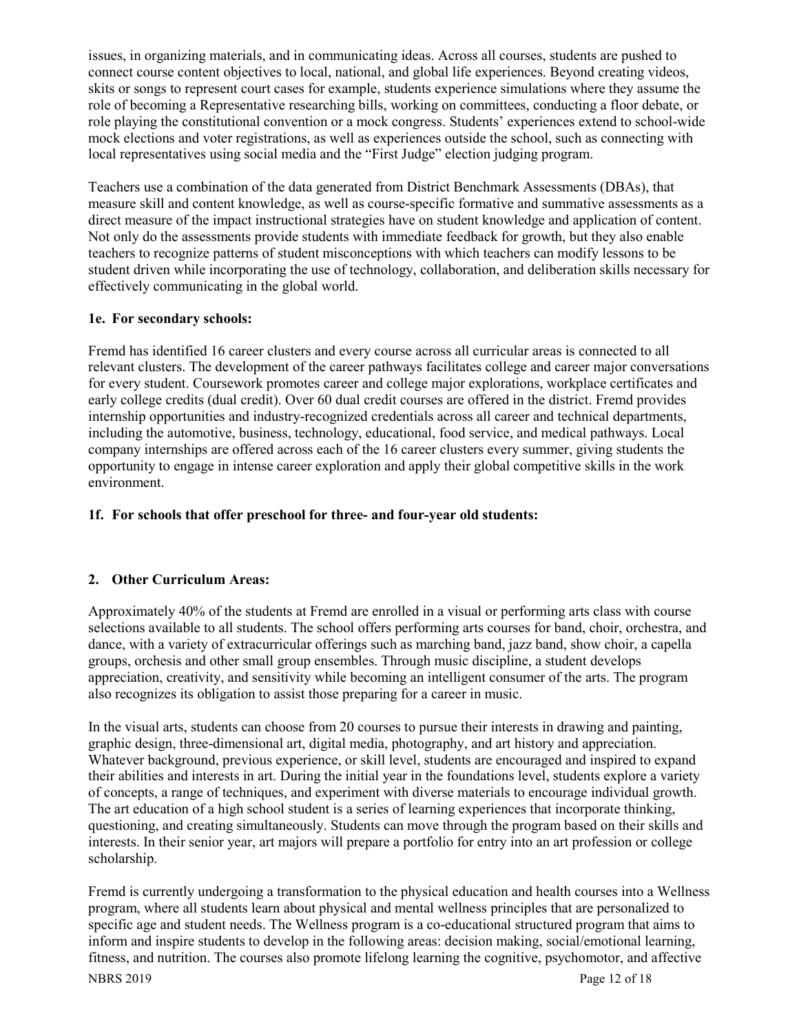issues, in organizing materials, and in communicating ideas. Across all courses, students are pushed to connect course content objectives to local, national, and global life experiences. Beyond creating videos, skits or songs to represent court cases for example, students experience simulations where they assume the role of becoming a Representative researching bills, working on committees, conducting a floor debate, or role playing the constitutional convention or a mock congress. Students' experiences extend to school-wide mock elections and voter registrations, as well as experiences outside the school, such as connecting with local representatives using social media and the "First Judge" election judging program.

Teachers use a combination of the data generated from District Benchmark Assessments (DBAs), that measure skill and content knowledge, as well as course-specific formative and summative assessments as a direct measure of the impact instructional strategies have on student knowledge and application of content. Not only do the assessments provide students with immediate feedback for growth, but they also enable teachers to recognize patterns of student misconceptions with which teachers can modify lessons to be student driven while incorporating the use of technology, collaboration, and deliberation skills necessary for effectively communicating in the global world.

**1e. For secondary schools:**

Fremd has identified 16 career clusters and every course across all curricular areas is connected to all relevant clusters. The development of the career pathways facilitates college and career major conversations for every student. Coursework promotes career and college major explorations, workplace certificates and early college credits (dual credit). Over 60 dual credit courses are offered in the district. Fremd provides internship opportunities and industry-recognized credentials across all career and technical departments, including the automotive, business, technology, educational, food service, and medical pathways. Local company internships are offered across each of the 16 career clusters every summer, giving students the opportunity to engage in intense career exploration and apply their global competitive skills in the work environment.

**1f. For schools that offer preschool for three- and four-year old students:**

**2. Other Curriculum Areas:**

Approximately 40% of the students at Fremd are enrolled in a visual or performing arts class with course selections available to all students. The school offers performing arts courses for band, choir, orchestra, and dance, with a variety of extracurricular offerings such as marching band, jazz band, show choir, a capella groups, orchesis and other small group ensembles. Through music discipline, a student develops appreciation, creativity, and sensitivity while becoming an intelligent consumer of the arts. The program also recognizes its obligation to assist those preparing for a career in music.

In the visual arts, students can choose from 20 courses to pursue their interests in drawing and painting, graphic design, three-dimensional art, digital media, photography, and art history and appreciation. Whatever background, previous experience, or skill level, students are encouraged and inspired to expand their abilities and interests in art. During the initial year in the foundations level, students explore a variety of concepts, a range of techniques, and experiment with diverse materials to encourage individual growth. The art education of a high school student is a series of learning experiences that incorporate thinking, questioning, and creating simultaneously. Students can move through the program based on their skills and interests. In their senior year, art majors will prepare a portfolio for entry into an art profession or college scholarship.

Fremd is currently undergoing a transformation to the physical education and health courses into a Wellness program, where all students learn about physical and mental wellness principles that are personalized to specific age and student needs. The Wellness program is a co-educational structured program that aims to inform and inspire students to develop in the following areas: decision making, social/emotional learning, fitness, and nutrition. The courses also promote lifelong learning the cognitive, psychomotor, and affective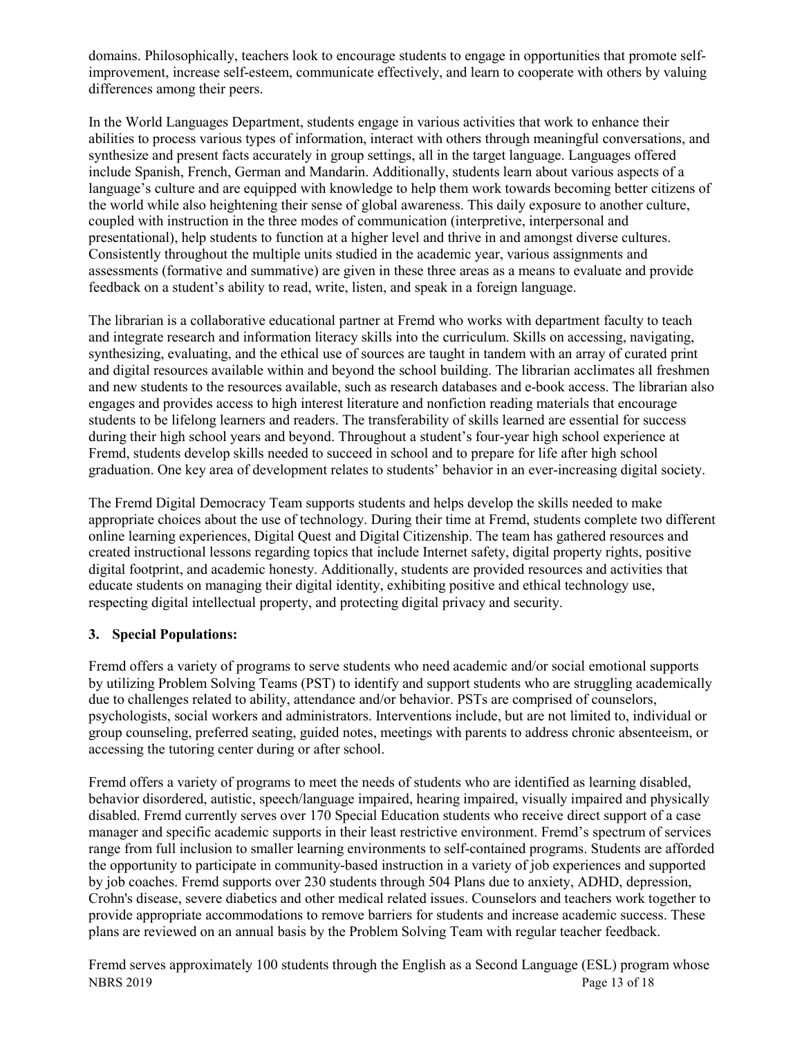domains. Philosophically, teachers look to encourage students to engage in opportunities that promote self-improvement, increase self-esteem, communicate effectively, and learn to cooperate with others by valuing differences among their peers.

In the World Languages Department, students engage in various activities that work to enhance their abilities to process various types of information, interact with others through meaningful conversations, and synthesize and present facts accurately in group settings, all in the target language. Languages offered include Spanish, French, German and Mandarin. Additionally, students learn about various aspects of a language's culture and are equipped with knowledge to help them work towards becoming better citizens of the world while also heightening their sense of global awareness. This daily exposure to another culture, coupled with instruction in the three modes of communication (interpretive, interpersonal and presentational), help students to function at a higher level and thrive in and amongst diverse cultures. Consistently throughout the multiple units studied in the academic year, various assignments and assessments (formative and summative) are given in these three areas as a means to evaluate and provide feedback on a student's ability to read, write, listen, and speak in a foreign language.

The librarian is a collaborative educational partner at Fremd who works with department faculty to teach and integrate research and information literacy skills into the curriculum. Skills on accessing, navigating, synthesizing, evaluating, and the ethical use of sources are taught in tandem with an array of curated print and digital resources available within and beyond the school building. The librarian acclimates all freshmen and new students to the resources available, such as research databases and e-book access. The librarian also engages and provides access to high interest literature and nonfiction reading materials that encourage students to be lifelong learners and readers. The transferability of skills learned are essential for success during their high school years and beyond. Throughout a student's four-year high school experience at Fremd, students develop skills needed to succeed in school and to prepare for life after high school graduation. One key area of development relates to students' behavior in an ever-increasing digital society.

The Fremd Digital Democracy Team supports students and helps develop the skills needed to make appropriate choices about the use of technology. During their time at Fremd, students complete two different online learning experiences, Digital Quest and Digital Citizenship. The team has gathered resources and created instructional lessons regarding topics that include Internet safety, digital property rights, positive digital footprint, and academic honesty. Additionally, students are provided resources and activities that educate students on managing their digital identity, exhibiting positive and ethical technology use, respecting digital intellectual property, and protecting digital privacy and security.

**3. Special Populations:**

Fremd offers a variety of programs to serve students who need academic and/or social emotional supports by utilizing Problem Solving Teams (PST) to identify and support students who are struggling academically due to challenges related to ability, attendance and/or behavior. PSTs are comprised of counselors, psychologists, social workers and administrators. Interventions include, but are not limited to, individual or group counseling, preferred seating, guided notes, meetings with parents to address chronic absenteeism, or accessing the tutoring center during or after school.

Fremd offers a variety of programs to meet the needs of students who are identified as learning disabled, behavior disordered, autistic, speech/language impaired, hearing impaired, visually impaired and physically disabled. Fremd currently serves over 170 Special Education students who receive direct support of a case manager and specific academic supports in their least restrictive environment. Fremd's spectrum of services range from full inclusion to smaller learning environments to self-contained programs. Students are afforded the opportunity to participate in community-based instruction in a variety of job experiences and supported by job coaches. Fremd supports over 230 students through 504 Plans due to anxiety, ADHD, depression, Crohn's disease, severe diabetics and other medical related issues. Counselors and teachers work together to provide appropriate accommodations to remove barriers for students and increase academic success. These plans are reviewed on an annual basis by the Problem Solving Team with regular teacher feedback.

Fremd serves approximately 100 students through the English as a Second Language (ESL) program whose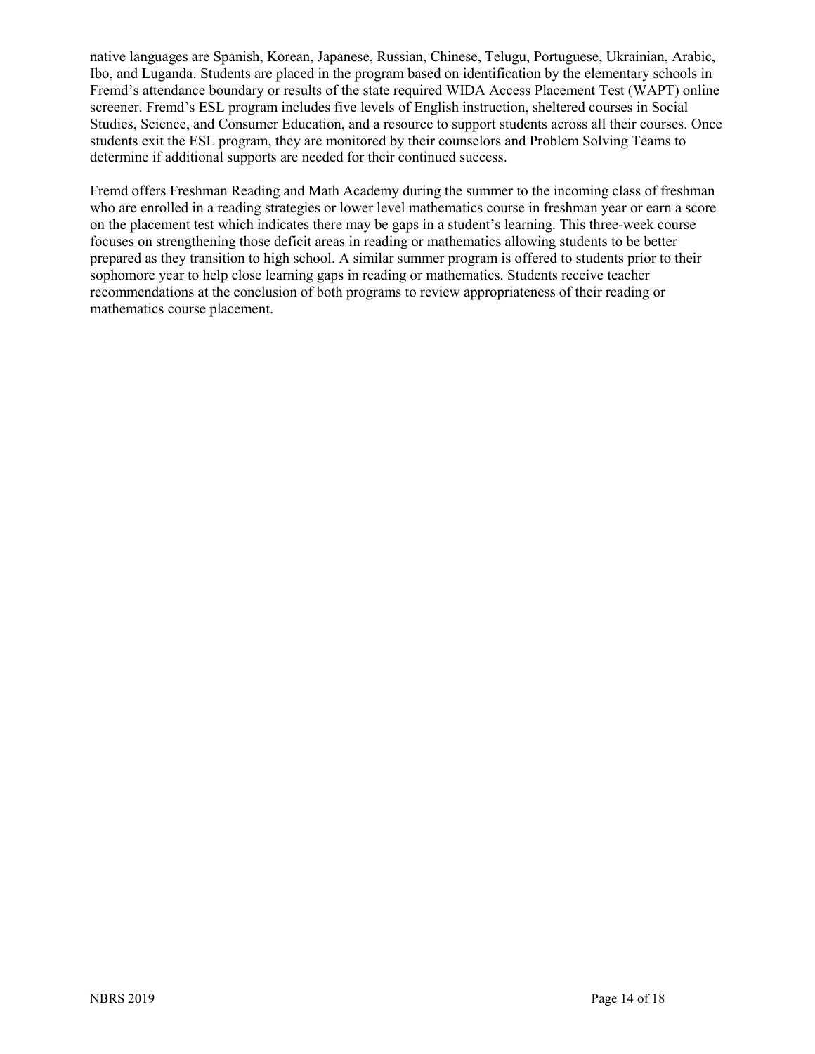native languages are Spanish, Korean, Japanese, Russian, Chinese, Telugu, Portuguese, Ukrainian, Arabic, Ibo, and Luganda. Students are placed in the program based on identification by the elementary schools in Fremd's attendance boundary or results of the state required WIDA Access Placement Test (WAPT) online screener. Fremd's ESL program includes five levels of English instruction, sheltered courses in Social Studies, Science, and Consumer Education, and a resource to support students across all their courses. Once students exit the ESL program, they are monitored by their counselors and Problem Solving Teams to determine if additional supports are needed for their continued success.

Fremd offers Freshman Reading and Math Academy during the summer to the incoming class of freshman who are enrolled in a reading strategies or lower level mathematics course in freshman year or earn a score on the placement test which indicates there may be gaps in a student's learning. This three-week course focuses on strengthening those deficit areas in reading or mathematics allowing students to be better prepared as they transition to high school. A similar summer program is offered to students prior to their sophomore year to help close learning gaps in reading or mathematics. Students receive teacher recommendations at the conclusion of both programs to review appropriateness of their reading or mathematics course placement.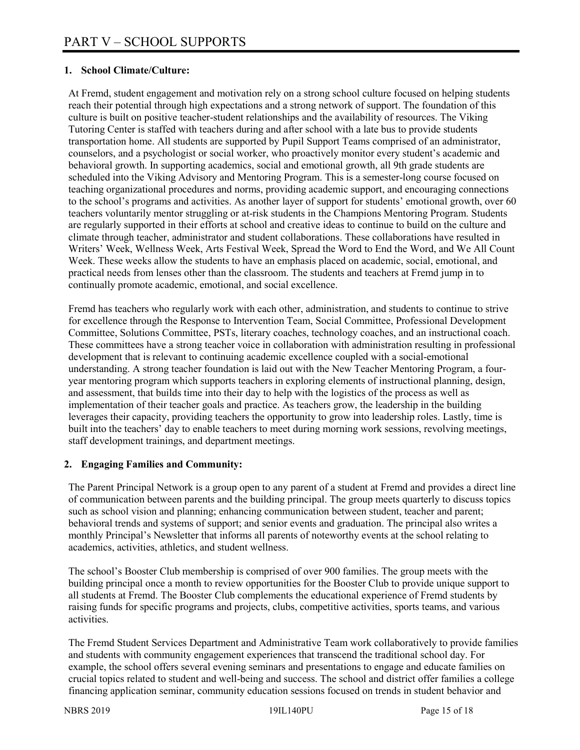# PART V – SCHOOL SUPPORTS

## 1. School Climate/Culture:

At Fremd, student engagement and motivation rely on a strong school culture focused on helping students reach their potential through high expectations and a strong network of support. The foundation of this culture is built on positive teacher-student relationships and the availability of resources. The Viking Tutoring Center is staffed with teachers during and after school with a late bus to provide students transportation home. All students are supported by Pupil Support Teams comprised of an administrator, counselors, and a psychologist or social worker, who proactively monitor every student's academic and behavioral growth. In supporting academics, social and emotional growth, all 9th grade students are scheduled into the Viking Advisory and Mentoring Program. This is a semester-long course focused on teaching organizational procedures and norms, providing academic support, and encouraging connections to the school's programs and activities. As another layer of support for students' emotional growth, over 60 teachers voluntarily mentor struggling or at-risk students in the Champions Mentoring Program. Students are regularly supported in their efforts at school and creative ideas to continue to build on the culture and climate through teacher, administrator and student collaborations. These collaborations have resulted in Writers' Week, Wellness Week, Arts Festival Week, Spread the Word to End the Word, and We All Count Week. These weeks allow the students to have an emphasis placed on academic, social, emotional, and practical needs from lenses other than the classroom. The students and teachers at Fremd jump in to continually promote academic, emotional, and social excellence.

Fremd has teachers who regularly work with each other, administration, and students to continue to strive for excellence through the Response to Intervention Team, Social Committee, Professional Development Committee, Solutions Committee, PSTs, literary coaches, technology coaches, and an instructional coach. These committees have a strong teacher voice in collaboration with administration resulting in professional development that is relevant to continuing academic excellence coupled with a social-emotional understanding. A strong teacher foundation is laid out with the New Teacher Mentoring Program, a four-year mentoring program which supports teachers in exploring elements of instructional planning, design, and assessment, that builds time into their day to help with the logistics of the process as well as implementation of their teacher goals and practice. As teachers grow, the leadership in the building leverages their capacity, providing teachers the opportunity to grow into leadership roles. Lastly, time is built into the teachers' day to enable teachers to meet during morning work sessions, revolving meetings, staff development trainings, and department meetings.

## 2. Engaging Families and Community:

The Parent Principal Network is a group open to any parent of a student at Fremd and provides a direct line of communication between parents and the building principal. The group meets quarterly to discuss topics such as school vision and planning; enhancing communication between student, teacher and parent; behavioral trends and systems of support; and senior events and graduation. The principal also writes a monthly Principal's Newsletter that informs all parents of noteworthy events at the school relating to academics, activities, athletics, and student wellness.

The school's Booster Club membership is comprised of over 900 families. The group meets with the building principal once a month to review opportunities for the Booster Club to provide unique support to all students at Fremd. The Booster Club complements the educational experience of Fremd students by raising funds for specific programs and projects, clubs, competitive activities, sports teams, and various activities.

The Fremd Student Services Department and Administrative Team work collaboratively to provide families and students with community engagement experiences that transcend the traditional school day. For example, the school offers several evening seminars and presentations to engage and educate families on crucial topics related to student and well-being and success. The school and district offer families a college financing application seminar, community education sessions focused on trends in student behavior and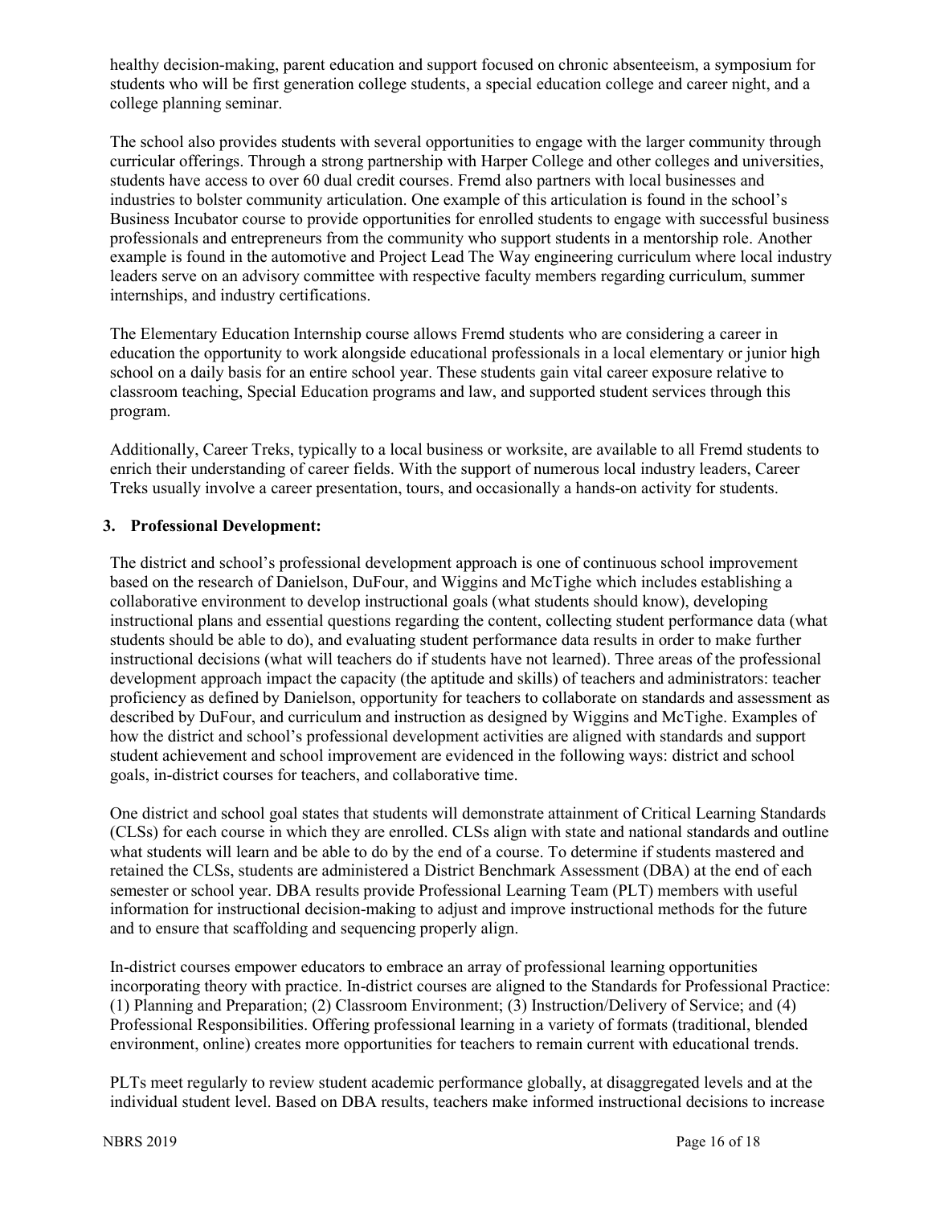healthy decision-making, parent education and support focused on chronic absenteeism, a symposium for students who will be first generation college students, a special education college and career night, and a college planning seminar.

The school also provides students with several opportunities to engage with the larger community through curricular offerings. Through a strong partnership with Harper College and other colleges and universities, students have access to over 60 dual credit courses. Fremd also partners with local businesses and industries to bolster community articulation. One example of this articulation is found in the school's Business Incubator course to provide opportunities for enrolled students to engage with successful business professionals and entrepreneurs from the community who support students in a mentorship role. Another example is found in the automotive and Project Lead The Way engineering curriculum where local industry leaders serve on an advisory committee with respective faculty members regarding curriculum, summer internships, and industry certifications.

The Elementary Education Internship course allows Fremd students who are considering a career in education the opportunity to work alongside educational professionals in a local elementary or junior high school on a daily basis for an entire school year. These students gain vital career exposure relative to classroom teaching, Special Education programs and law, and supported student services through this program.

Additionally, Career Treks, typically to a local business or worksite, are available to all Fremd students to enrich their understanding of career fields. With the support of numerous local industry leaders, Career Treks usually involve a career presentation, tours, and occasionally a hands-on activity for students.

### 3. Professional Development:

The district and school's professional development approach is one of continuous school improvement based on the research of Danielson, DuFour, and Wiggins and McTighe which includes establishing a collaborative environment to develop instructional goals (what students should know), developing instructional plans and essential questions regarding the content, collecting student performance data (what students should be able to do), and evaluating student performance data results in order to make further instructional decisions (what will teachers do if students have not learned). Three areas of the professional development approach impact the capacity (the aptitude and skills) of teachers and administrators: teacher proficiency as defined by Danielson, opportunity for teachers to collaborate on standards and assessment as described by DuFour, and curriculum and instruction as designed by Wiggins and McTighe. Examples of how the district and school's professional development activities are aligned with standards and support student achievement and school improvement are evidenced in the following ways: district and school goals, in-district courses for teachers, and collaborative time.

One district and school goal states that students will demonstrate attainment of Critical Learning Standards (CLSs) for each course in which they are enrolled. CLSs align with state and national standards and outline what students will learn and be able to do by the end of a course. To determine if students mastered and retained the CLSs, students are administered a District Benchmark Assessment (DBA) at the end of each semester or school year. DBA results provide Professional Learning Team (PLT) members with useful information for instructional decision-making to adjust and improve instructional methods for the future and to ensure that scaffolding and sequencing properly align.

In-district courses empower educators to embrace an array of professional learning opportunities incorporating theory with practice. In-district courses are aligned to the Standards for Professional Practice: (1) Planning and Preparation; (2) Classroom Environment; (3) Instruction/Delivery of Service; and (4) Professional Responsibilities. Offering professional learning in a variety of formats (traditional, blended environment, online) creates more opportunities for teachers to remain current with educational trends.

PLTs meet regularly to review student academic performance globally, at disaggregated levels and at the individual student level. Based on DBA results, teachers make informed instructional decisions to increase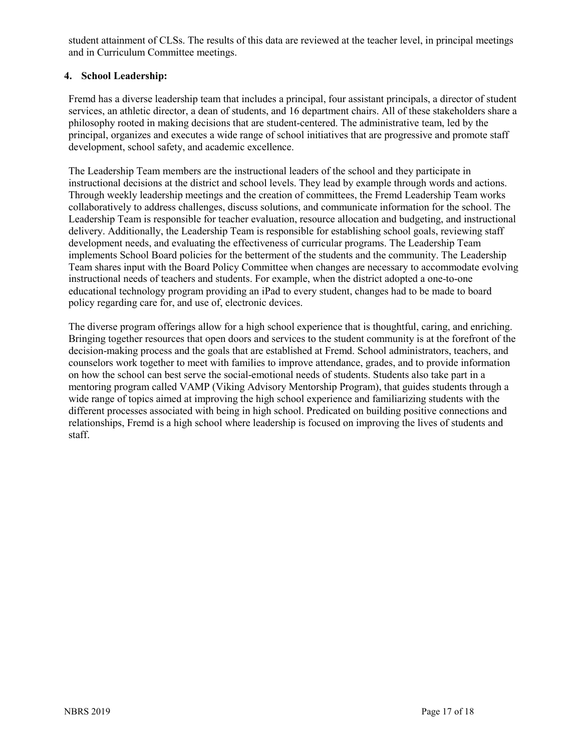student attainment of CLSs. The results of this data are reviewed at the teacher level, in principal meetings and in Curriculum Committee meetings.

**4. School Leadership:**

Fremd has a diverse leadership team that includes a principal, four assistant principals, a director of student services, an athletic director, a dean of students, and 16 department chairs. All of these stakeholders share a philosophy rooted in making decisions that are student-centered. The administrative team, led by the principal, organizes and executes a wide range of school initiatives that are progressive and promote staff development, school safety, and academic excellence.

The Leadership Team members are the instructional leaders of the school and they participate in instructional decisions at the district and school levels. They lead by example through words and actions. Through weekly leadership meetings and the creation of committees, the Fremd Leadership Team works collaboratively to address challenges, discuss solutions, and communicate information for the school. The Leadership Team is responsible for teacher evaluation, resource allocation and budgeting, and instructional delivery. Additionally, the Leadership Team is responsible for establishing school goals, reviewing staff development needs, and evaluating the effectiveness of curricular programs. The Leadership Team implements School Board policies for the betterment of the students and the community. The Leadership Team shares input with the Board Policy Committee when changes are necessary to accommodate evolving instructional needs of teachers and students. For example, when the district adopted a one-to-one educational technology program providing an iPad to every student, changes had to be made to board policy regarding care for, and use of, electronic devices.

The diverse program offerings allow for a high school experience that is thoughtful, caring, and enriching. Bringing together resources that open doors and services to the student community is at the forefront of the decision-making process and the goals that are established at Fremd. School administrators, teachers, and counselors work together to meet with families to improve attendance, grades, and to provide information on how the school can best serve the social-emotional needs of students. Students also take part in a mentoring program called VAMP (Viking Advisory Mentorship Program), that guides students through a wide range of topics aimed at improving the high school experience and familiarizing students with the different processes associated with being in high school. Predicated on building positive connections and relationships, Fremd is a high school where leadership is focused on improving the lives of students and staff.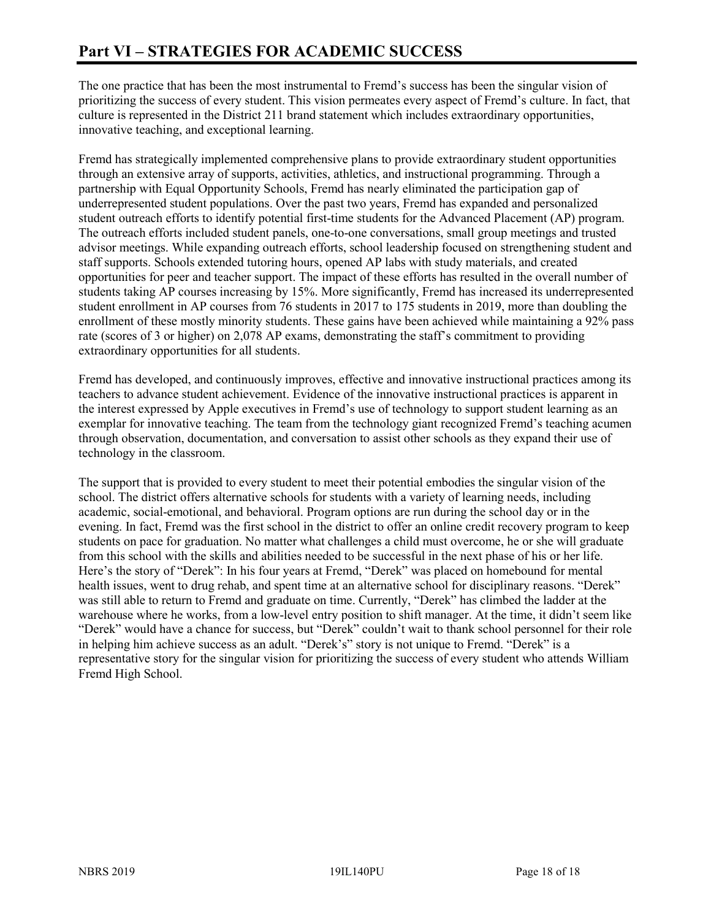# Part VI – STRATEGIES FOR ACADEMIC SUCCESS

The one practice that has been the most instrumental to Fremd's success has been the singular vision of prioritizing the success of every student. This vision permeates every aspect of Fremd's culture. In fact, that culture is represented in the District 211 brand statement which includes extraordinary opportunities, innovative teaching, and exceptional learning.

Fremd has strategically implemented comprehensive plans to provide extraordinary student opportunities through an extensive array of supports, activities, athletics, and instructional programming. Through a partnership with Equal Opportunity Schools, Fremd has nearly eliminated the participation gap of underrepresented student populations. Over the past two years, Fremd has expanded and personalized student outreach efforts to identify potential first-time students for the Advanced Placement (AP) program. The outreach efforts included student panels, one-to-one conversations, small group meetings and trusted advisor meetings. While expanding outreach efforts, school leadership focused on strengthening student and staff supports. Schools extended tutoring hours, opened AP labs with study materials, and created opportunities for peer and teacher support. The impact of these efforts has resulted in the overall number of students taking AP courses increasing by 15%. More significantly, Fremd has increased its underrepresented student enrollment in AP courses from 76 students in 2017 to 175 students in 2019, more than doubling the enrollment of these mostly minority students. These gains have been achieved while maintaining a 92% pass rate (scores of 3 or higher) on 2,078 AP exams, demonstrating the staff's commitment to providing extraordinary opportunities for all students.

Fremd has developed, and continuously improves, effective and innovative instructional practices among its teachers to advance student achievement. Evidence of the innovative instructional practices is apparent in the interest expressed by Apple executives in Fremd's use of technology to support student learning as an exemplar for innovative teaching. The team from the technology giant recognized Fremd's teaching acumen through observation, documentation, and conversation to assist other schools as they expand their use of technology in the classroom.

The support that is provided to every student to meet their potential embodies the singular vision of the school. The district offers alternative schools for students with a variety of learning needs, including academic, social-emotional, and behavioral. Program options are run during the school day or in the evening. In fact, Fremd was the first school in the district to offer an online credit recovery program to keep students on pace for graduation. No matter what challenges a child must overcome, he or she will graduate from this school with the skills and abilities needed to be successful in the next phase of his or her life. Here's the story of "Derek": In his four years at Fremd, "Derek" was placed on homebound for mental health issues, went to drug rehab, and spent time at an alternative school for disciplinary reasons. "Derek" was still able to return to Fremd and graduate on time. Currently, "Derek" has climbed the ladder at the warehouse where he works, from a low-level entry position to shift manager. At the time, it didn't seem like "Derek" would have a chance for success, but "Derek" couldn't wait to thank school personnel for their role in helping him achieve success as an adult. "Derek's" story is not unique to Fremd. "Derek" is a representative story for the singular vision for prioritizing the success of every student who attends William Fremd High School.